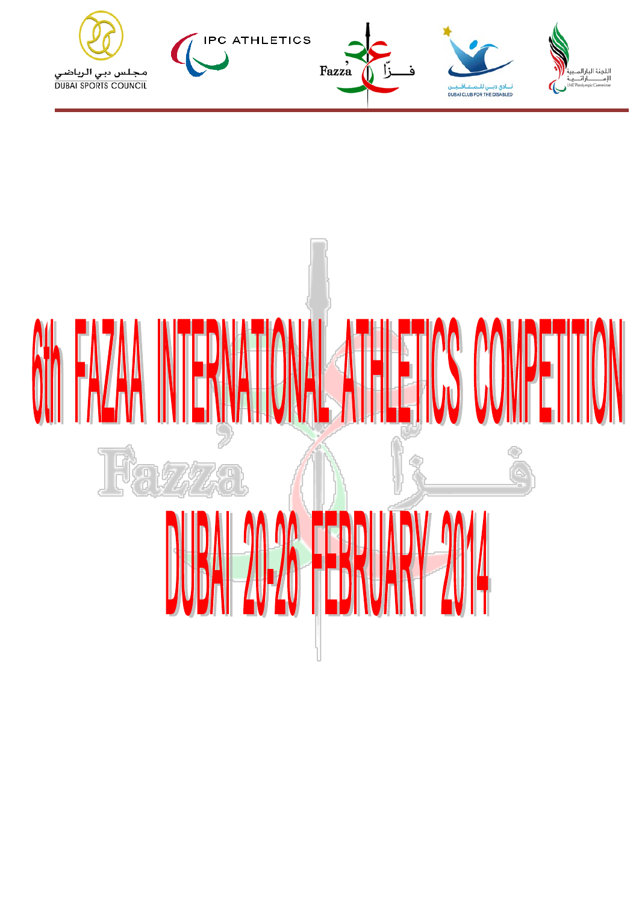مجلس دبي الرياضي
DUBAI SPORTS COUNCIL

IPC ATHLETICS

Fazza فزّاع

نادي دبي للمعاقين
DUBAI CLUB FOR THE DISABLED

اللجنة البارالمبية الإماراتية
UAE Paralympic Committee

# 6th FAZAA INTERNATIONAL ATHLETICS COMPETITION

# DUBAI 20-26 FEBRUARY 2014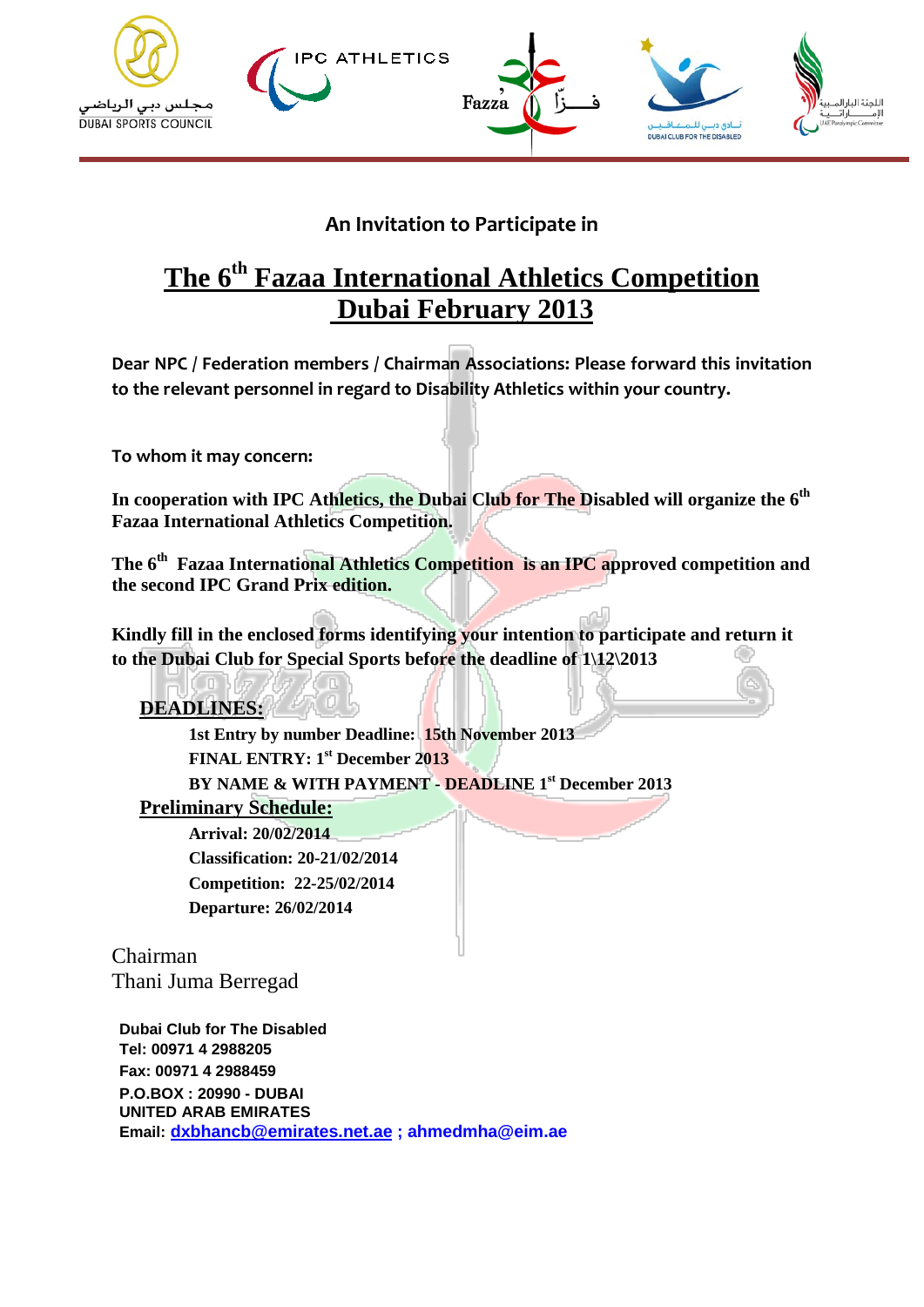An Invitation to Participate in

# The 6th Fazaa International Athletics Competition Dubai February 2013

**Dear NPC / Federation members / Chairman Associations: Please forward this invitation to the relevant personnel in regard to Disability Athletics within your country.**

**To whom it may concern:**

**In cooperation with IPC Athletics, the Dubai Club for The Disabled will organize the 6th Fazaa International Athletics Competition.**

**The 6th Fazaa International Athletics Competition is an IPC approved competition and the second IPC Grand Prix edition.**

**Kindly fill in the enclosed forms identifying your intention to participate and return it to the Dubai Club for Special Sports before the deadline of 1\12\2013**

**DEADLINES:**

**1st Entry by number Deadline: 15th November 2013**
**FINAL ENTRY: 1st December 2013**
**BY NAME & WITH PAYMENT - DEADLINE 1st December 2013**

**Preliminary Schedule:**

**Arrival: 20/02/2014**
**Classification: 20-21/02/2014**
**Competition: 22-25/02/2014**
**Departure: 26/02/2014**

Chairman
Thani Juma Berregad

**Dubai Club for The Disabled**
**Tel: 00971 4 2988205**
**Fax: 00971 4 2988459**
**P.O.BOX : 20990 - DUBAI**
**UNITED ARAB EMIRATES**
**Email: dxbhancb@emirates.net.ae ; ahmedmha@eim.ae**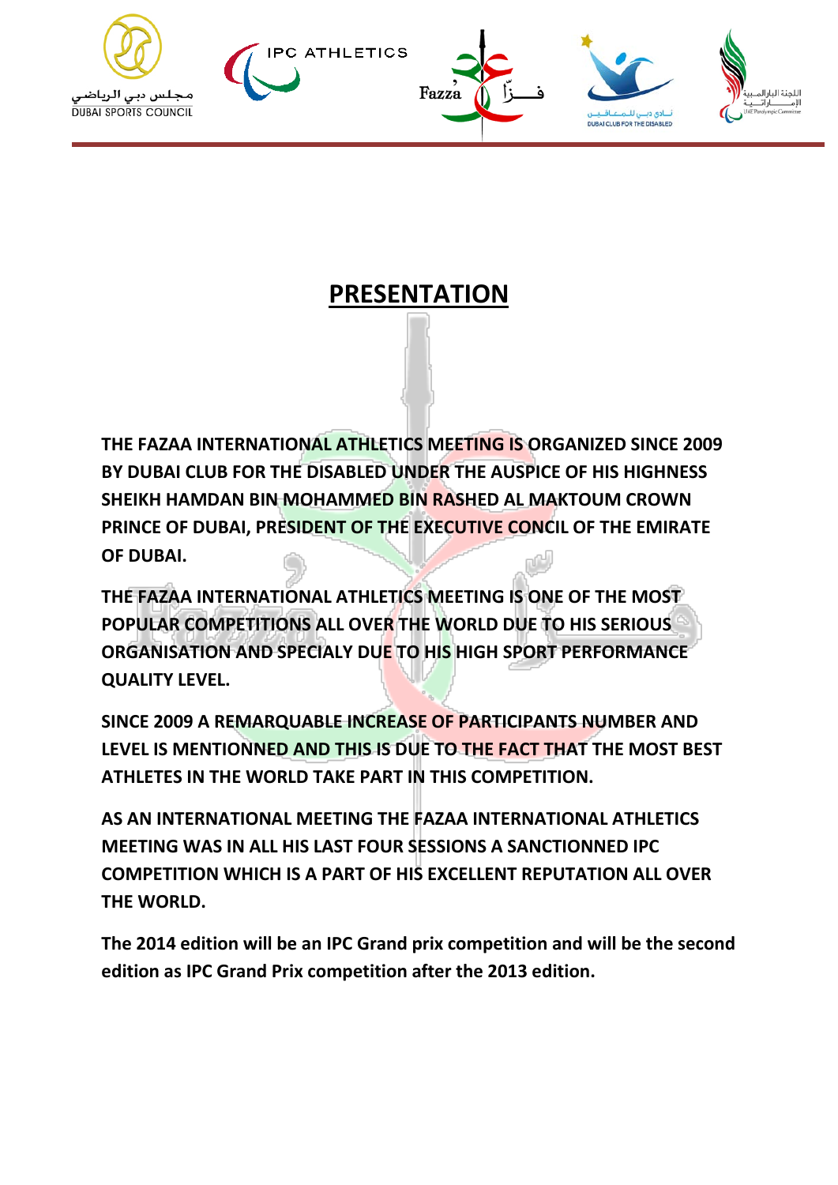# PRESENTATION

**THE FAZAA INTERNATIONAL ATHLETICS MEETING IS ORGANIZED SINCE 2009 BY DUBAI CLUB FOR THE DISABLED UNDER THE AUSPICE OF HIS HIGHNESS SHEIKH HAMDAN BIN MOHAMMED BIN RASHED AL MAKTOUM CROWN PRINCE OF DUBAI, PRESIDENT OF THE EXECUTIVE CONCIL OF THE EMIRATE OF DUBAI.**

**THE FAZAA INTERNATIONAL ATHLETICS MEETING IS ONE OF THE MOST POPULAR COMPETITIONS ALL OVER THE WORLD DUE TO HIS SERIOUS ORGANISATION AND SPECIALY DUE TO HIS HIGH SPORT PERFORMANCE QUALITY LEVEL.**

**SINCE 2009 A REMARQUABLE INCREASE OF PARTICIPANTS NUMBER AND LEVEL IS MENTIONNED AND THIS IS DUE TO THE FACT THAT THE MOST BEST ATHLETES IN THE WORLD TAKE PART IN THIS COMPETITION.**

**AS AN INTERNATIONAL MEETING THE FAZAA INTERNATIONAL ATHLETICS MEETING WAS IN ALL HIS LAST FOUR SESSIONS A SANCTIONNED IPC COMPETITION WHICH IS A PART OF HIS EXCELLENT REPUTATION ALL OVER THE WORLD.**

**The 2014 edition will be an IPC Grand prix competition and will be the second edition as IPC Grand Prix competition after the 2013 edition.**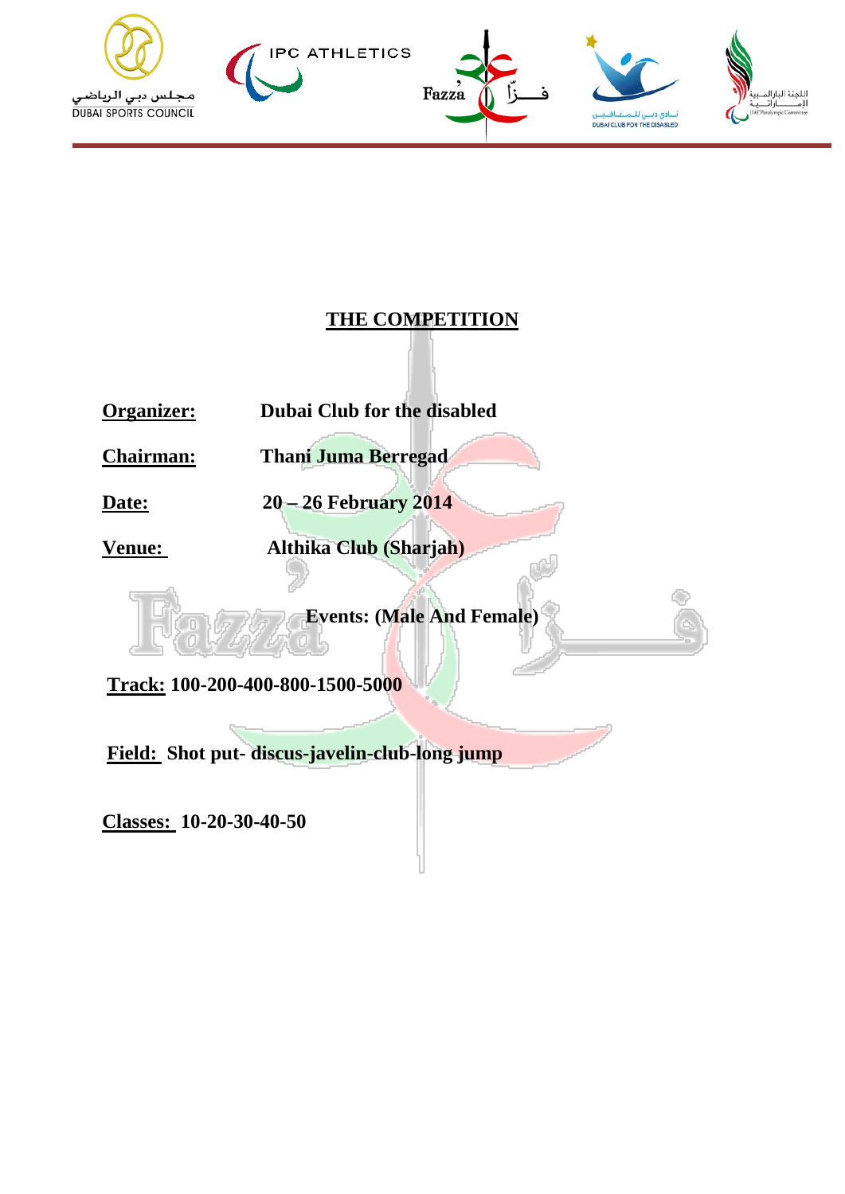## THE COMPETITION

**Organizer:** **Dubai Club for the disabled**

**Chairman:** **Thani Juma Berregad**

**Date:** **20 – 26 February 2014**

**Venue:** **Althika Club (Sharjah)**

**Events: (Male And Female)**

**Track: 100-200-400-800-1500-5000**

**Field: Shot put- discus-javelin-club-long jump**

**Classes: 10-20-30-40-50**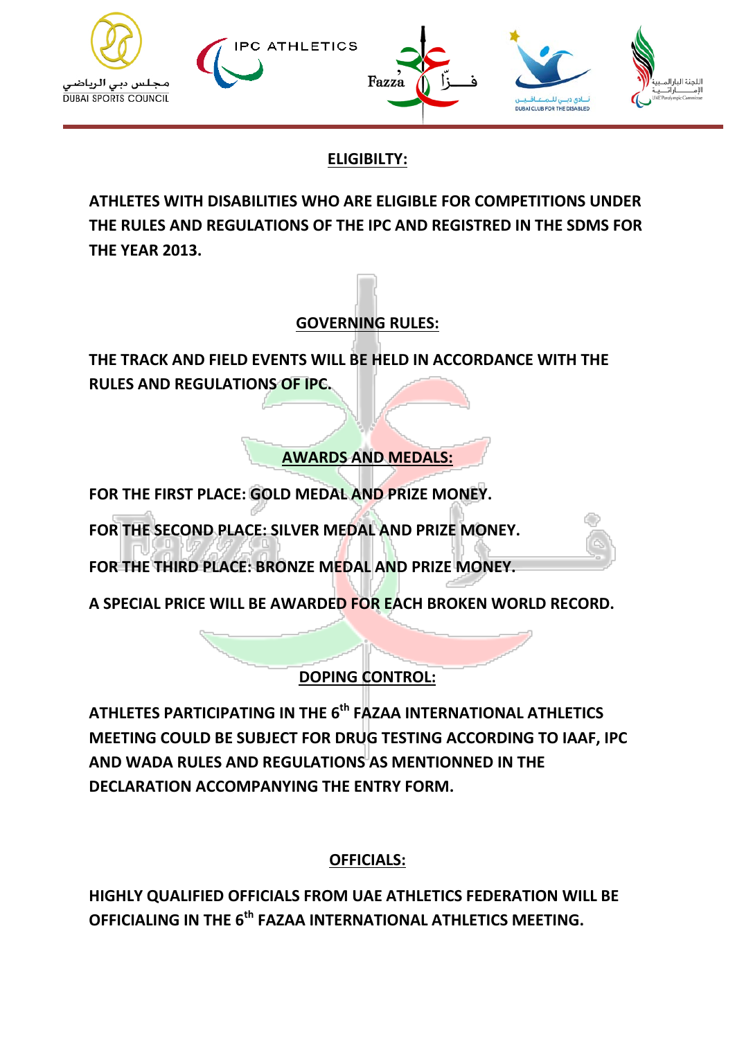## ELIGIBILTY:

**ATHLETES WITH DISABILITIES WHO ARE ELIGIBLE FOR COMPETITIONS UNDER THE RULES AND REGULATIONS OF THE IPC AND REGISTRED IN THE SDMS FOR THE YEAR 2013.**

## GOVERNING RULES:

**THE TRACK AND FIELD EVENTS WILL BE HELD IN ACCORDANCE WITH THE RULES AND REGULATIONS OF IPC.**

## AWARDS AND MEDALS:

**FOR THE FIRST PLACE: GOLD MEDAL AND PRIZE MONEY.**

**FOR THE SECOND PLACE: SILVER MEDAL AND PRIZE MONEY.**

**FOR THE THIRD PLACE: BRONZE MEDAL AND PRIZE MONEY.**

**A SPECIAL PRICE WILL BE AWARDED FOR EACH BROKEN WORLD RECORD.**

## DOPING CONTROL:

**ATHLETES PARTICIPATING IN THE 6th FAZAA INTERNATIONAL ATHLETICS MEETING COULD BE SUBJECT FOR DRUG TESTING ACCORDING TO IAAF, IPC AND WADA RULES AND REGULATIONS AS MENTIONNED IN THE DECLARATION ACCOMPANYING THE ENTRY FORM.**

## OFFICIALS:

**HIGHLY QUALIFIED OFFICIALS FROM UAE ATHLETICS FEDERATION WILL BE OFFICIALING IN THE 6th FAZAA INTERNATIONAL ATHLETICS MEETING.**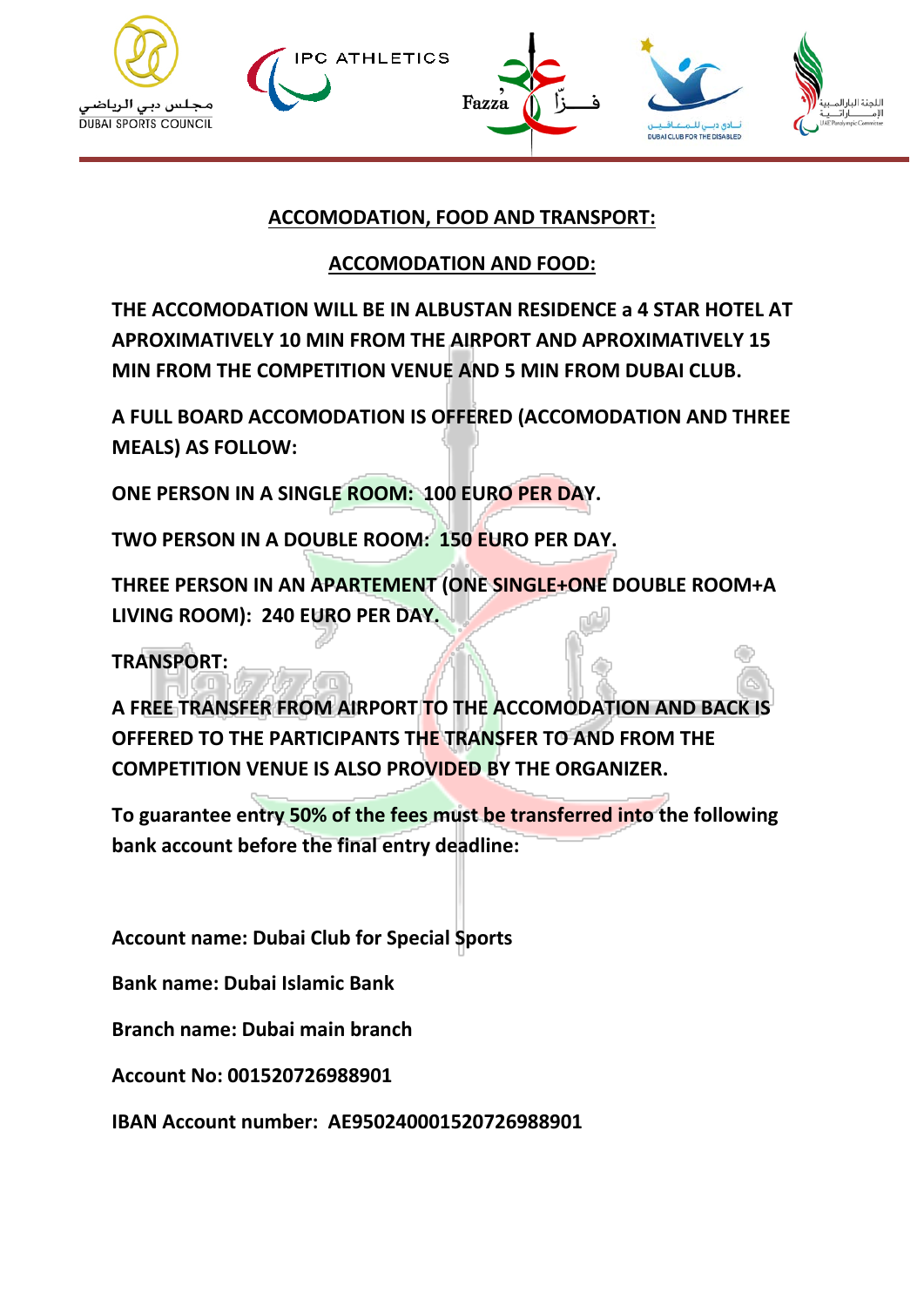## ACCOMODATION, FOOD AND TRANSPORT:

### ACCOMODATION AND FOOD:

**THE ACCOMODATION WILL BE IN ALBUSTAN RESIDENCE a 4 STAR HOTEL AT APROXIMATIVELY 10 MIN FROM THE AIRPORT AND APROXIMATIVELY 15 MIN FROM THE COMPETITION VENUE AND 5 MIN FROM DUBAI CLUB.**

**A FULL BOARD ACCOMODATION IS OFFERED (ACCOMODATION AND THREE MEALS) AS FOLLOW:**

**ONE PERSON IN A SINGLE ROOM: 100 EURO PER DAY.**

**TWO PERSON IN A DOUBLE ROOM: 150 EURO PER DAY.**

**THREE PERSON IN AN APARTEMENT (ONE SINGLE+ONE DOUBLE ROOM+A LIVING ROOM): 240 EURO PER DAY.**

**TRANSPORT:**

**A FREE TRANSFER FROM AIRPORT TO THE ACCOMODATION AND BACK IS OFFERED TO THE PARTICIPANTS THE TRANSFER TO AND FROM THE COMPETITION VENUE IS ALSO PROVIDED BY THE ORGANIZER.**

**To guarantee entry 50% of the fees must be transferred into the following bank account before the final entry deadline:**

**Account name: Dubai Club for Special Sports**

**Bank name: Dubai Islamic Bank**

**Branch name: Dubai main branch**

**Account No: 001520726988901**

**IBAN Account number: AE950240001520726988901**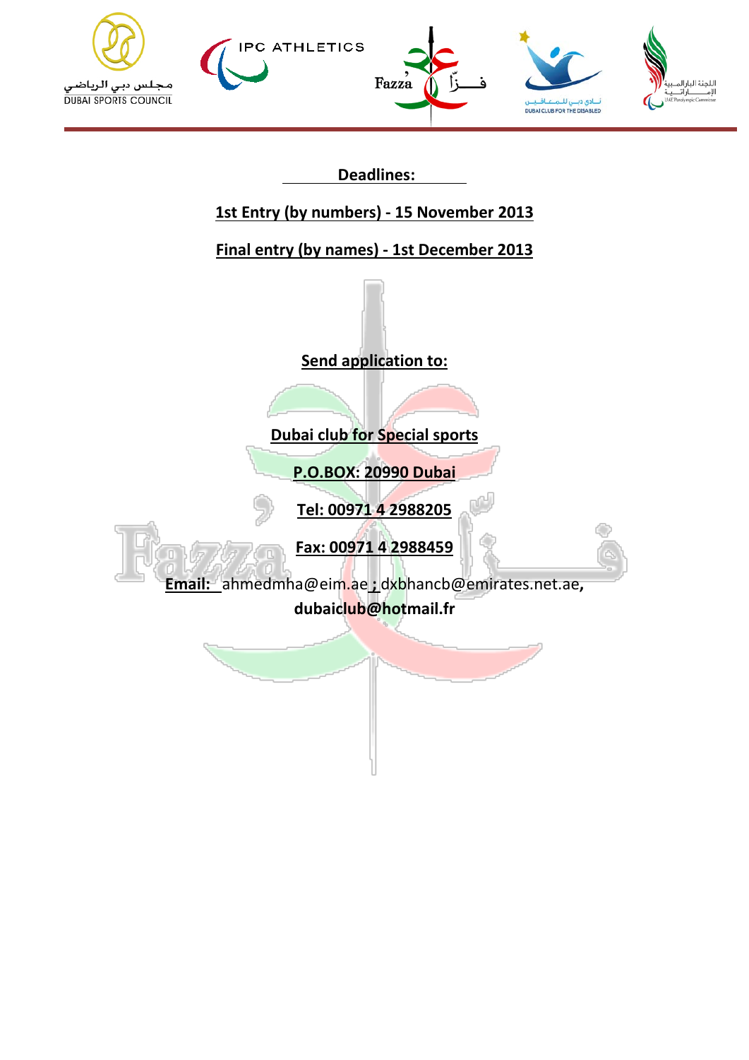**Deadlines:**

**1st Entry (by numbers) - 15 November 2013**

**Final entry (by names) - 1st December 2013**

**Send application to:**

**Dubai club for Special sports**

**P.O.BOX: 20990 Dubai**

**Tel: 00971 4 2988205**

**Fax: 00971 4 2988459**

**Email:** ahmedmha@eim.ae ; dxbhancb@emirates.net.ae, **dubaiclub@hotmail.fr**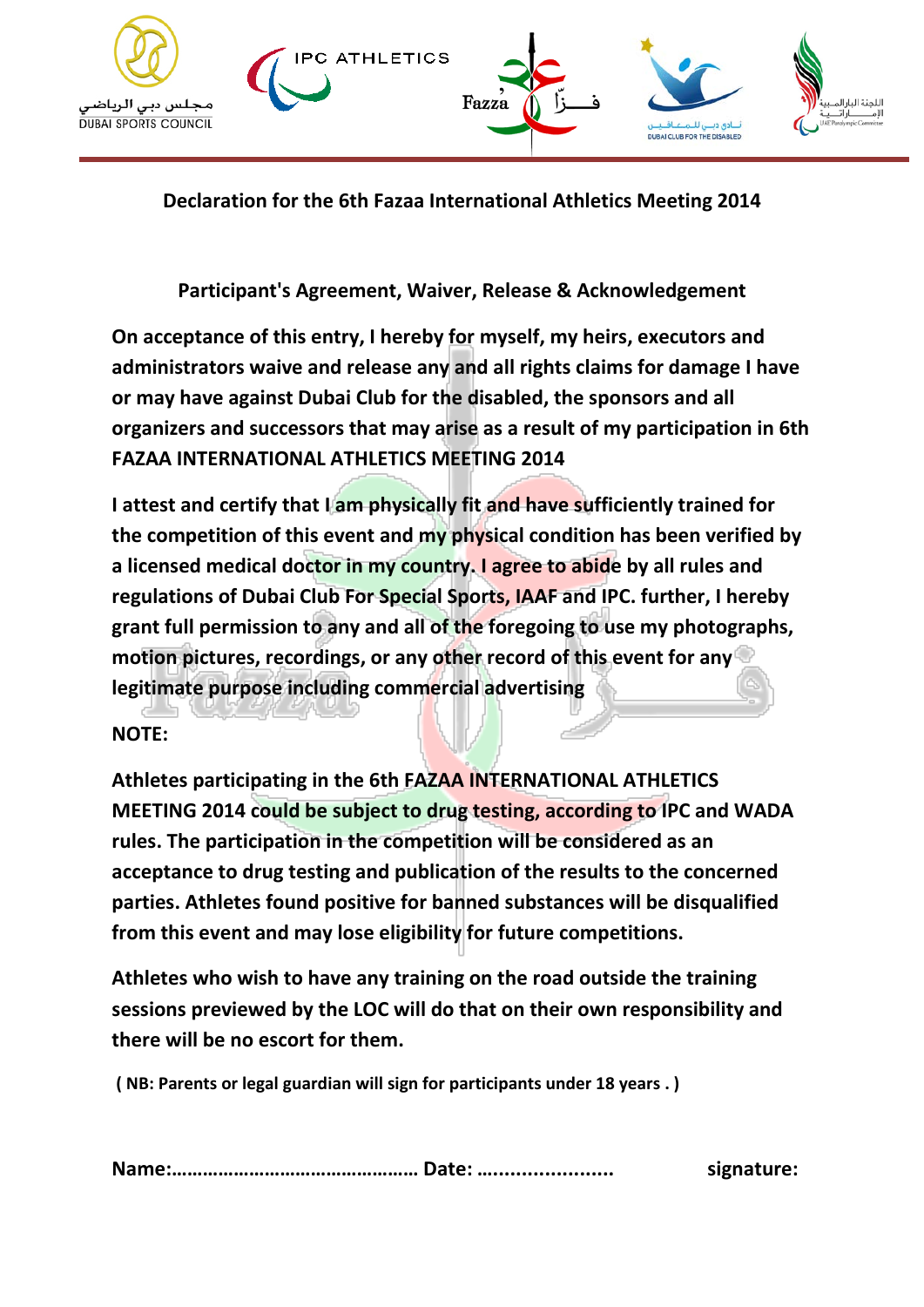## Declaration for the 6th Fazaa International Athletics Meeting 2014

### Participant's Agreement, Waiver, Release & Acknowledgement

**On acceptance of this entry, I hereby for myself, my heirs, executors and administrators waive and release any and all rights claims for damage I have or may have against Dubai Club for the disabled, the sponsors and all organizers and successors that may arise as a result of my participation in 6th FAZAA INTERNATIONAL ATHLETICS MEETING 2014**

**I attest and certify that I am physically fit and have sufficiently trained for the competition of this event and my physical condition has been verified by a licensed medical doctor in my country. I agree to abide by all rules and regulations of Dubai Club For Special Sports, IAAF and IPC. further, I hereby grant full permission to any and all of the foregoing to use my photographs, motion pictures, recordings, or any other record of this event for any legitimate purpose including commercial advertising**

**NOTE:**

**Athletes participating in the 6th FAZAA INTERNATIONAL ATHLETICS MEETING 2014 could be subject to drug testing, according to IPC and WADA rules. The participation in the competition will be considered as an acceptance to drug testing and publication of the results to the concerned parties. Athletes found positive for banned substances will be disqualified from this event and may lose eligibility for future competitions.**

**Athletes who wish to have any training on the road outside the training sessions previewed by the LOC will do that on their own responsibility and there will be no escort for them.**

**( NB: Parents or legal guardian will sign for participants under 18 years . )**

**Name:……………………………………… Date: ........................ signature:**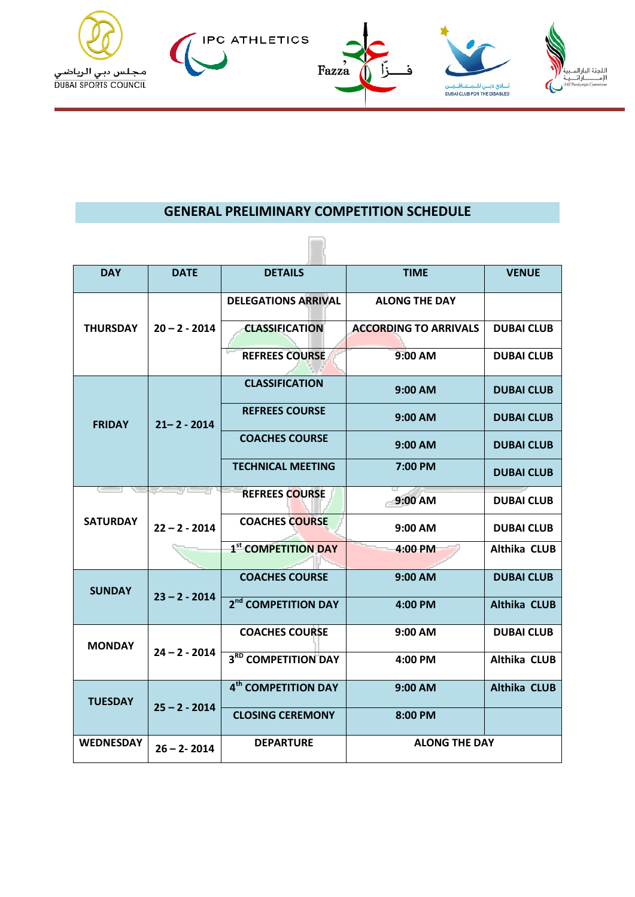## GENERAL PRELIMINARY COMPETITION SCHEDULE

| DAY | DATE | DETAILS | TIME | VENUE |
|---|---|---|---|---|
| THURSDAY | 20 – 2 - 2014 | DELEGATIONS ARRIVAL | ALONG THE DAY | |
| | | CLASSIFICATION | ACCORDING TO ARRIVALS | DUBAI CLUB |
| | | REFREES COURSE | 9:00 AM | DUBAI CLUB |
| FRIDAY | 21– 2 - 2014 | CLASSIFICATION | 9:00 AM | DUBAI CLUB |
| | | REFREES COURSE | 9:00 AM | DUBAI CLUB |
| | | COACHES COURSE | 9:00 AM | DUBAI CLUB |
| | | TECHNICAL MEETING | 7:00 PM | DUBAI CLUB |
| SATURDAY | 22 – 2 - 2014 | REFREES COURSE | 9:00 AM | DUBAI CLUB |
| | | COACHES COURSE | 9:00 AM | DUBAI CLUB |
| | | 1st COMPETITION DAY | 4:00 PM | Althika CLUB |
| SUNDAY | 23 – 2 - 2014 | COACHES COURSE | 9:00 AM | DUBAI CLUB |
| | | 2nd COMPETITION DAY | 4:00 PM | Althika CLUB |
| MONDAY | 24 – 2 - 2014 | COACHES COURSE | 9:00 AM | DUBAI CLUB |
| | | 3RD COMPETITION DAY | 4:00 PM | Althika CLUB |
| TUESDAY | 25 – 2 - 2014 | 4th COMPETITION DAY | 9:00 AM | Althika CLUB |
| | | CLOSING CEREMONY | 8:00 PM | |
| WEDNESDAY | 26 – 2- 2014 | DEPARTURE | ALONG THE DAY | |